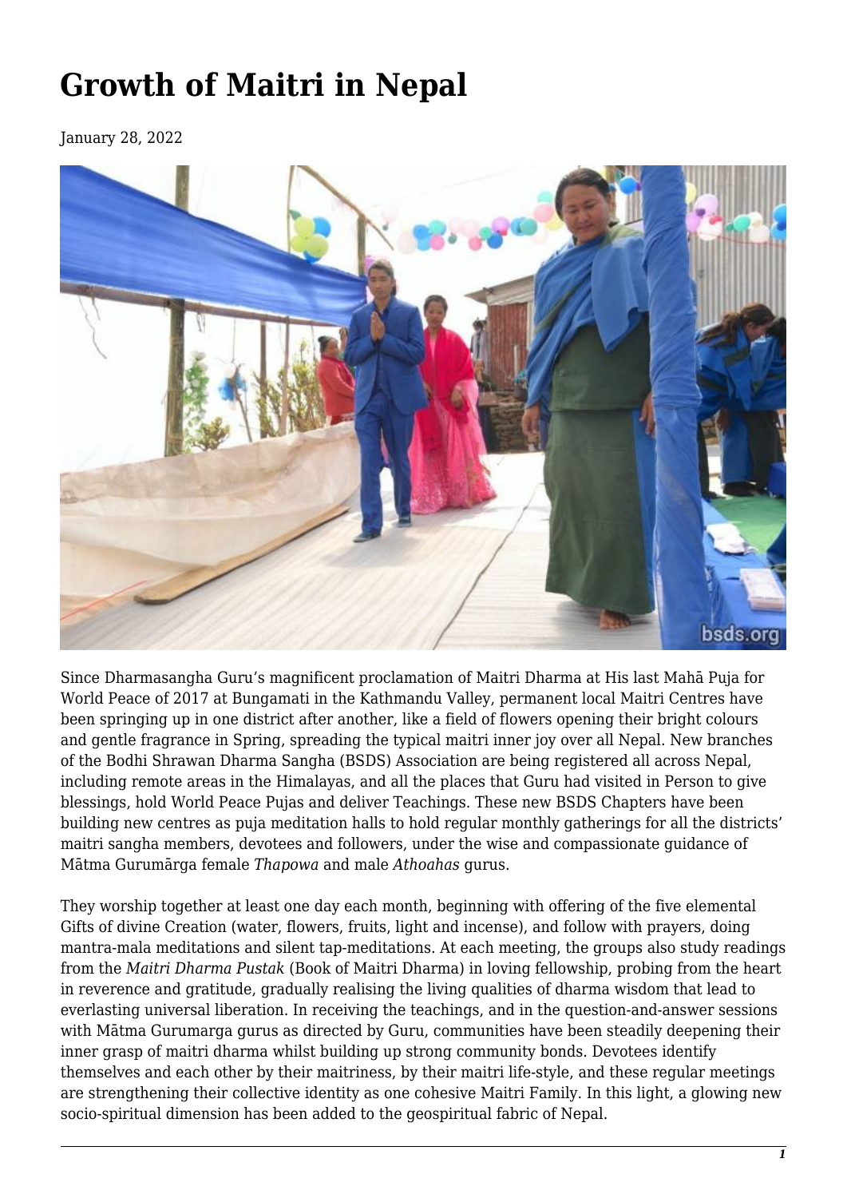# Growth of Maitri in Nepal

January 28, 2022

Since Dharmasangha Guru's magnificent proclamation of Maitri Dharma at His last Mahā Puja for World Peace of 2017 at Bungamati in the Kathmandu Valley, permanent local Maitri Centres have been springing up in one district after another, like a field of flowers opening their bright colours and gentle fragrance in Spring, spreading the typical maitri inner joy over all Nepal. New branches of the Bodhi Shrawan Dharma Sangha (BSDS) Association are being registered all across Nepal, including remote areas in the Himalayas, and all the places that Guru had visited in Person to give blessings, hold World Peace Pujas and deliver Teachings. These new BSDS Chapters have been building new centres as puja meditation halls to hold regular monthly gatherings for all the districts' maitri sangha members, devotees and followers, under the wise and compassionate guidance of Mātma Gurumārga female *Thapowa* and male *Athoahas* gurus.

They worship together at least one day each month, beginning with offering of the five elemental Gifts of divine Creation (water, flowers, fruits, light and incense), and follow with prayers, doing mantra-mala meditations and silent tap-meditations. At each meeting, the groups also study readings from the *Maitri Dharma Pustak* (Book of Maitri Dharma) in loving fellowship, probing from the heart in reverence and gratitude, gradually realising the living qualities of dharma wisdom that lead to everlasting universal liberation. In receiving the teachings, and in the question-and-answer sessions with Mātma Gurumarga gurus as directed by Guru, communities have been steadily deepening their inner grasp of maitri dharma whilst building up strong community bonds. Devotees identify themselves and each other by their maitriness, by their maitri life-style, and these regular meetings are strengthening their collective identity as one cohesive Maitri Family. In this light, a glowing new socio-spiritual dimension has been added to the geospiritual fabric of Nepal.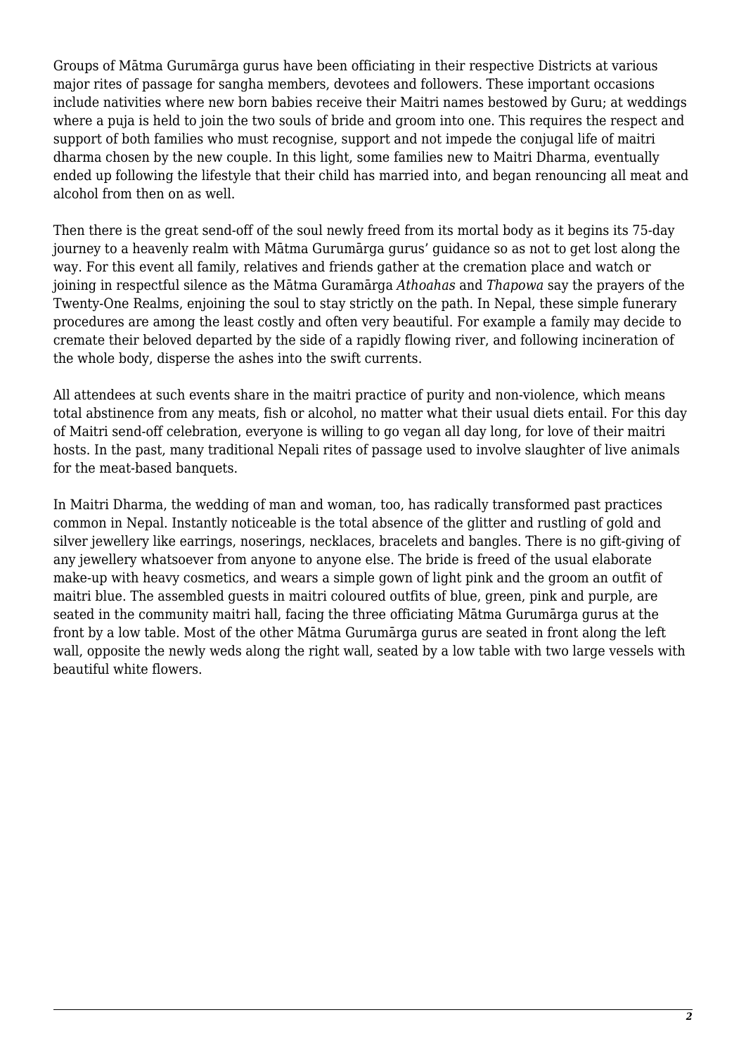Groups of Mātma Gurumārga gurus have been officiating in their respective Districts at various major rites of passage for sangha members, devotees and followers. These important occasions include nativities where new born babies receive their Maitri names bestowed by Guru; at weddings where a puja is held to join the two souls of bride and groom into one. This requires the respect and support of both families who must recognise, support and not impede the conjugal life of maitri dharma chosen by the new couple. In this light, some families new to Maitri Dharma, eventually ended up following the lifestyle that their child has married into, and began renouncing all meat and alcohol from then on as well.

Then there is the great send-off of the soul newly freed from its mortal body as it begins its 75-day journey to a heavenly realm with Mātma Gurumārga gurus' guidance so as not to get lost along the way. For this event all family, relatives and friends gather at the cremation place and watch or joining in respectful silence as the Mātma Guramārga *Athoahas* and *Thapowa* say the prayers of the Twenty-One Realms, enjoining the soul to stay strictly on the path. In Nepal, these simple funerary procedures are among the least costly and often very beautiful. For example a family may decide to cremate their beloved departed by the side of a rapidly flowing river, and following incineration of the whole body, disperse the ashes into the swift currents.

All attendees at such events share in the maitri practice of purity and non-violence, which means total abstinence from any meats, fish or alcohol, no matter what their usual diets entail. For this day of Maitri send-off celebration, everyone is willing to go vegan all day long, for love of their maitri hosts. In the past, many traditional Nepali rites of passage used to involve slaughter of live animals for the meat-based banquets.

In Maitri Dharma, the wedding of man and woman, too, has radically transformed past practices common in Nepal. Instantly noticeable is the total absence of the glitter and rustling of gold and silver jewellery like earrings, noserings, necklaces, bracelets and bangles. There is no gift-giving of any jewellery whatsoever from anyone to anyone else. The bride is freed of the usual elaborate make-up with heavy cosmetics, and wears a simple gown of light pink and the groom an outfit of maitri blue. The assembled guests in maitri coloured outfits of blue, green, pink and purple, are seated in the community maitri hall, facing the three officiating Mātma Gurumārga gurus at the front by a low table. Most of the other Mātma Gurumārga gurus are seated in front along the left wall, opposite the newly weds along the right wall, seated by a low table with two large vessels with beautiful white flowers.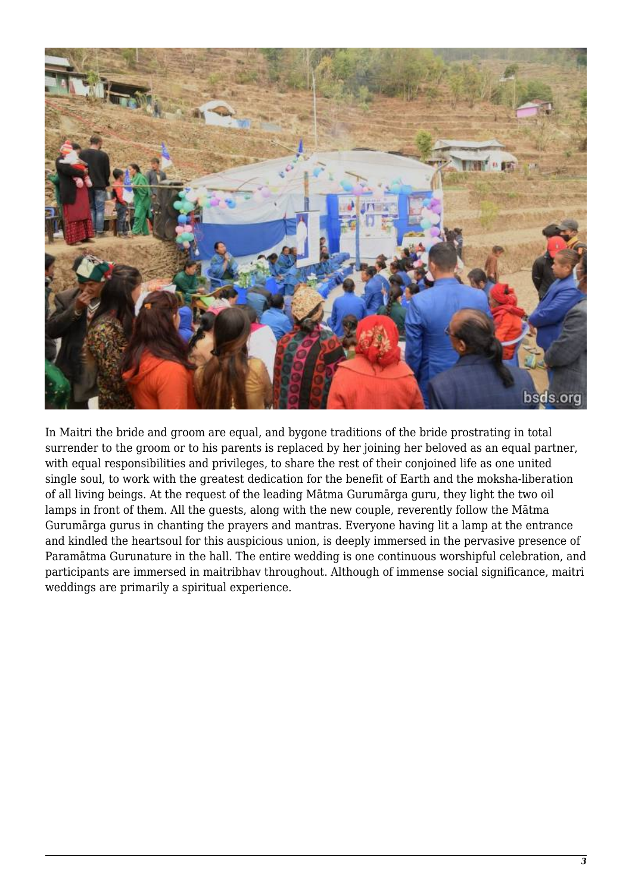In Maitri the bride and groom are equal, and bygone traditions of the bride prostrating in total surrender to the groom or to his parents is replaced by her joining her beloved as an equal partner, with equal responsibilities and privileges, to share the rest of their conjoined life as one united single soul, to work with the greatest dedication for the benefit of Earth and the moksha-liberation of all living beings. At the request of the leading Mātma Gurumārga guru, they light the two oil lamps in front of them. All the guests, along with the new couple, reverently follow the Mātma Gurumārga gurus in chanting the prayers and mantras. Everyone having lit a lamp at the entrance and kindled the heartsoul for this auspicious union, is deeply immersed in the pervasive presence of Paramātma Gurunature in the hall. The entire wedding is one continuous worshipful celebration, and participants are immersed in maitribhav throughout. Although of immense social significance, maitri weddings are primarily a spiritual experience.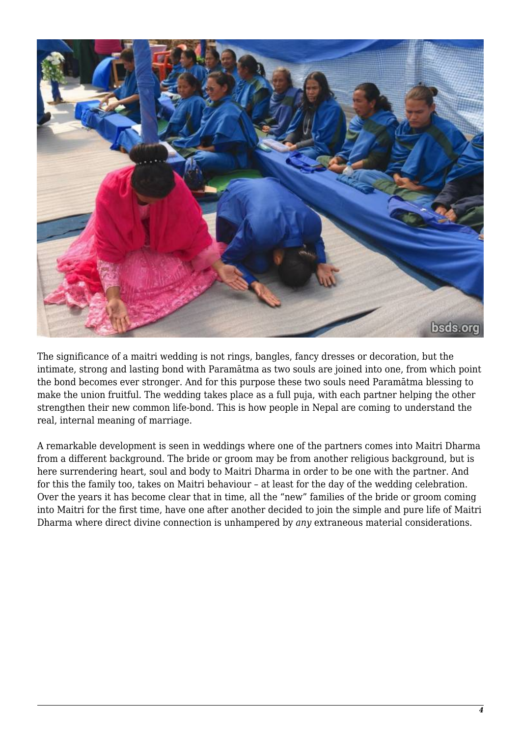The significance of a maitri wedding is not rings, bangles, fancy dresses or decoration, but the intimate, strong and lasting bond with Paramātma as two souls are joined into one, from which point the bond becomes ever stronger. And for this purpose these two souls need Paramātma blessing to make the union fruitful. The wedding takes place as a full puja, with each partner helping the other strengthen their new common life-bond. This is how people in Nepal are coming to understand the real, internal meaning of marriage.

A remarkable development is seen in weddings where one of the partners comes into Maitri Dharma from a different background. The bride or groom may be from another religious background, but is here surrendering heart, soul and body to Maitri Dharma in order to be one with the partner. And for this the family too, takes on Maitri behaviour – at least for the day of the wedding celebration. Over the years it has become clear that in time, all the "new" families of the bride or groom coming into Maitri for the first time, have one after another decided to join the simple and pure life of Maitri Dharma where direct divine connection is unhampered by *any* extraneous material considerations.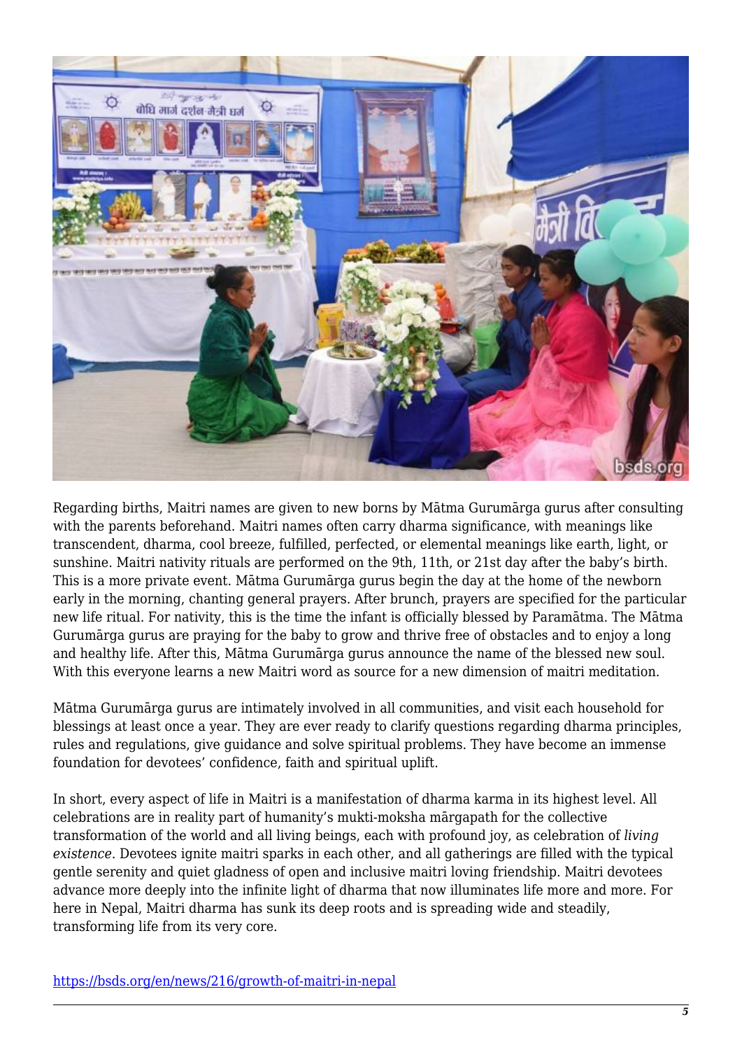Regarding births, Maitri names are given to new borns by Mātma Gurumārga gurus after consulting with the parents beforehand. Maitri names often carry dharma significance, with meanings like transcendent, dharma, cool breeze, fulfilled, perfected, or elemental meanings like earth, light, or sunshine. Maitri nativity rituals are performed on the 9th, 11th, or 21st day after the baby's birth. This is a more private event. Mātma Gurumārga gurus begin the day at the home of the newborn early in the morning, chanting general prayers. After brunch, prayers are specified for the particular new life ritual. For nativity, this is the time the infant is officially blessed by Paramātma. The Mātma Gurumārga gurus are praying for the baby to grow and thrive free of obstacles and to enjoy a long and healthy life. After this, Mātma Gurumārga gurus announce the name of the blessed new soul. With this everyone learns a new Maitri word as source for a new dimension of maitri meditation.

Mātma Gurumārga gurus are intimately involved in all communities, and visit each household for blessings at least once a year. They are ever ready to clarify questions regarding dharma principles, rules and regulations, give guidance and solve spiritual problems. They have become an immense foundation for devotees' confidence, faith and spiritual uplift.

In short, every aspect of life in Maitri is a manifestation of dharma karma in its highest level. All celebrations are in reality part of humanity's mukti-moksha mārgapath for the collective transformation of the world and all living beings, each with profound joy, as celebration of *living existence*. Devotees ignite maitri sparks in each other, and all gatherings are filled with the typical gentle serenity and quiet gladness of open and inclusive maitri loving friendship. Maitri devotees advance more deeply into the infinite light of dharma that now illuminates life more and more. For here in Nepal, Maitri dharma has sunk its deep roots and is spreading wide and steadily, transforming life from its very core.

https://bsds.org/en/news/216/growth-of-maitri-in-nepal